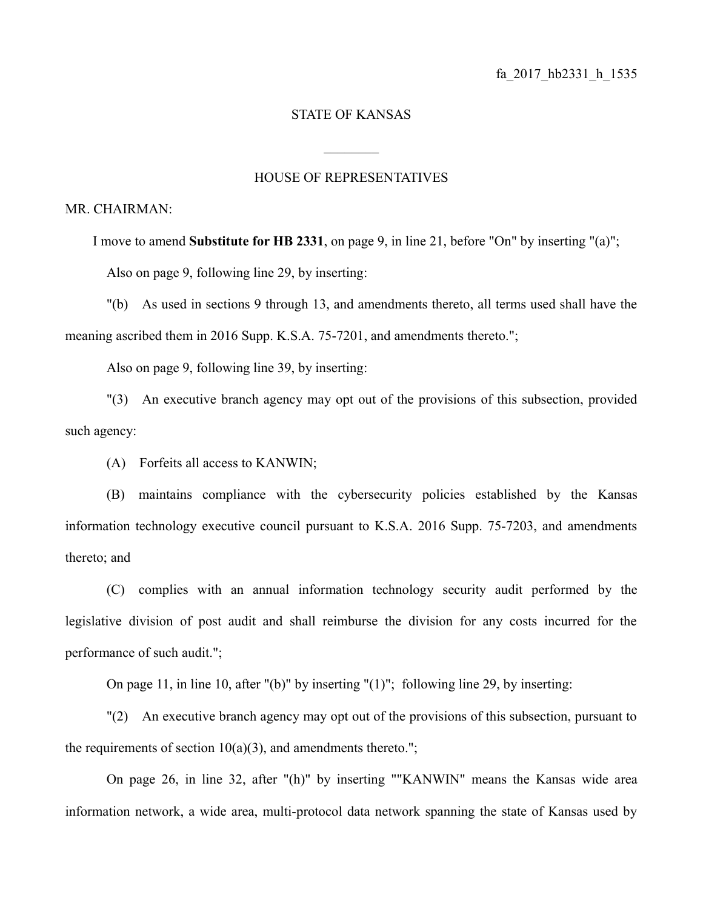fa_2017_hb2331_h_1535

STATE OF KANSAS

________

HOUSE OF REPRESENTATIVES

MR. CHAIRMAN:

I move to amend **Substitute for HB 2331**, on page 9, in line 21, before "On" by inserting "(a)";

Also on page 9, following line 29, by inserting:

"(b) As used in sections 9 through 13, and amendments thereto, all terms used shall have the meaning ascribed them in 2016 Supp. K.S.A. 75-7201, and amendments thereto.";

Also on page 9, following line 39, by inserting:

"(3) An executive branch agency may opt out of the provisions of this subsection, provided such agency:

(A) Forfeits all access to KANWIN;

(B) maintains compliance with the cybersecurity policies established by the Kansas information technology executive council pursuant to K.S.A. 2016 Supp. 75-7203, and amendments thereto; and

(C) complies with an annual information technology security audit performed by the legislative division of post audit and shall reimburse the division for any costs incurred for the performance of such audit.";

On page 11, in line 10, after "(b)" by inserting "(1)"; following line 29, by inserting:

"(2) An executive branch agency may opt out of the provisions of this subsection, pursuant to the requirements of section 10(a)(3), and amendments thereto.";

On page 26, in line 32, after "(h)" by inserting ""KANWIN" means the Kansas wide area information network, a wide area, multi-protocol data network spanning the state of Kansas used by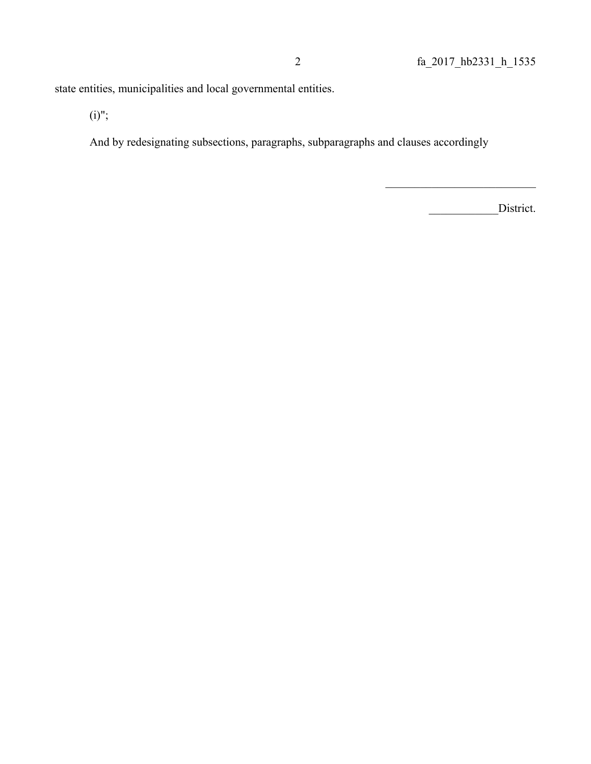state entities, municipalities and local governmental entities.

(i)";

And by redesignating subsections, paragraphs, subparagraphs and clauses accordingly

__________________________

____________District.